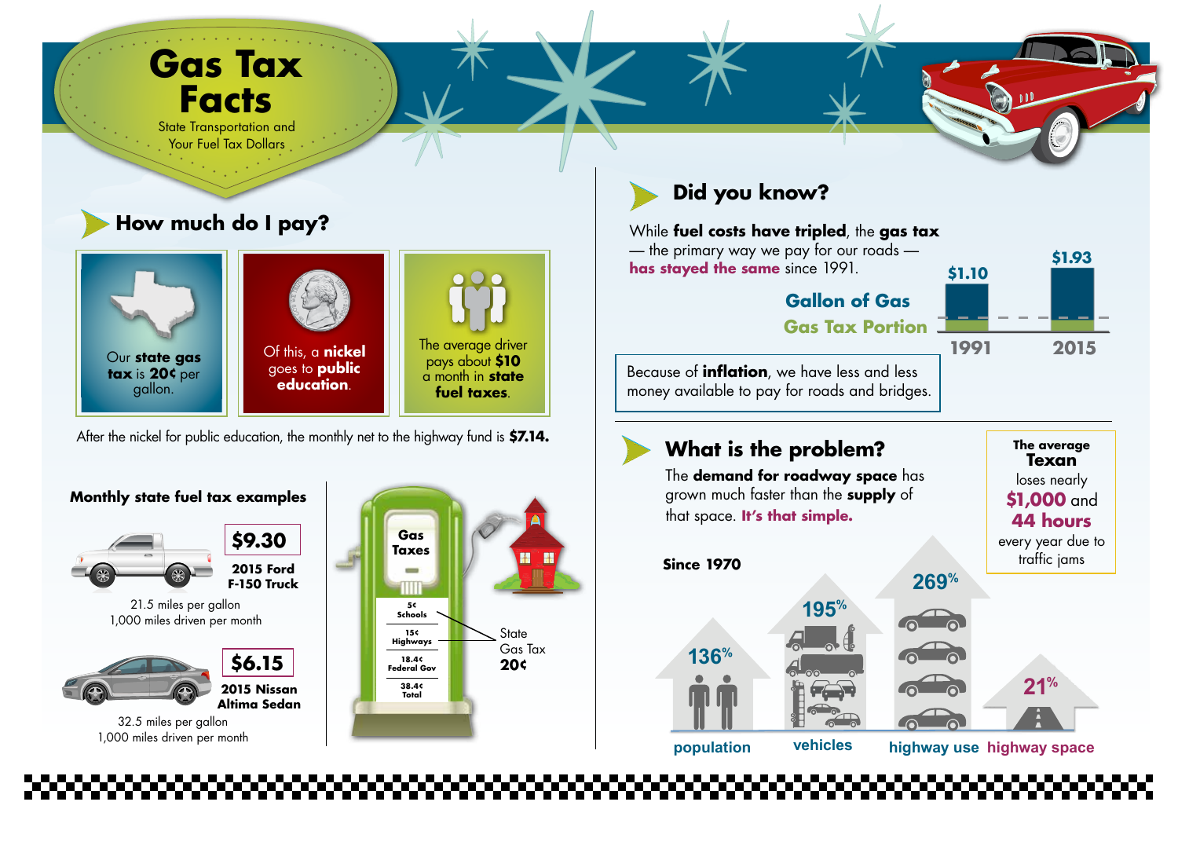# Gas Tax Facts

State Transportation and Your Fuel Tax Dollars

## How much do I pay?

Our **state gas tax** is **20¢** per gallon.

Of this, a **nickel** goes to **public education**.

The average driver pays about **$10** a month in **state fuel taxes**.

After the nickel for public education, the monthly net to the highway fund is **$7.14.**

### Monthly state fuel tax examples

**$9.30**

**2015 Ford F-150 Truck**

21.5 miles per gallon
1,000 miles driven per month

**$6.15**

**2015 Nissan Altima Sedan**

32.5 miles per gallon
1,000 miles driven per month

**Gas Taxes**

| | |
|---|---|
| 5¢ | Schools |
| 15¢ | Highways |
| 18.4¢ | Federal Gov |
| 38.4¢ | Total |

State Gas Tax **20¢**

## Did you know?

While **fuel costs have tripled**, the **gas tax** — the primary way we pay for our roads — **has stayed the same** since 1991.

**Gallon of Gas**
**Gas Tax Portion**

| | 1991 | 2015 |
|---|---|---|
| Gallon of Gas | $1.10 | $1.93 |

Because of **inflation**, we have less and less money available to pay for roads and bridges.

## What is the problem?

The **demand for roadway space** has grown much faster than the **supply** of that space. **It's that simple.**

**The average Texan** loses nearly **$1,000** and **44 hours** every year due to traffic jams

**Since 1970**

| population | vehicles | highway use | highway space |
|---|---|---|---|
| 136% | 195% | 269% | 21% |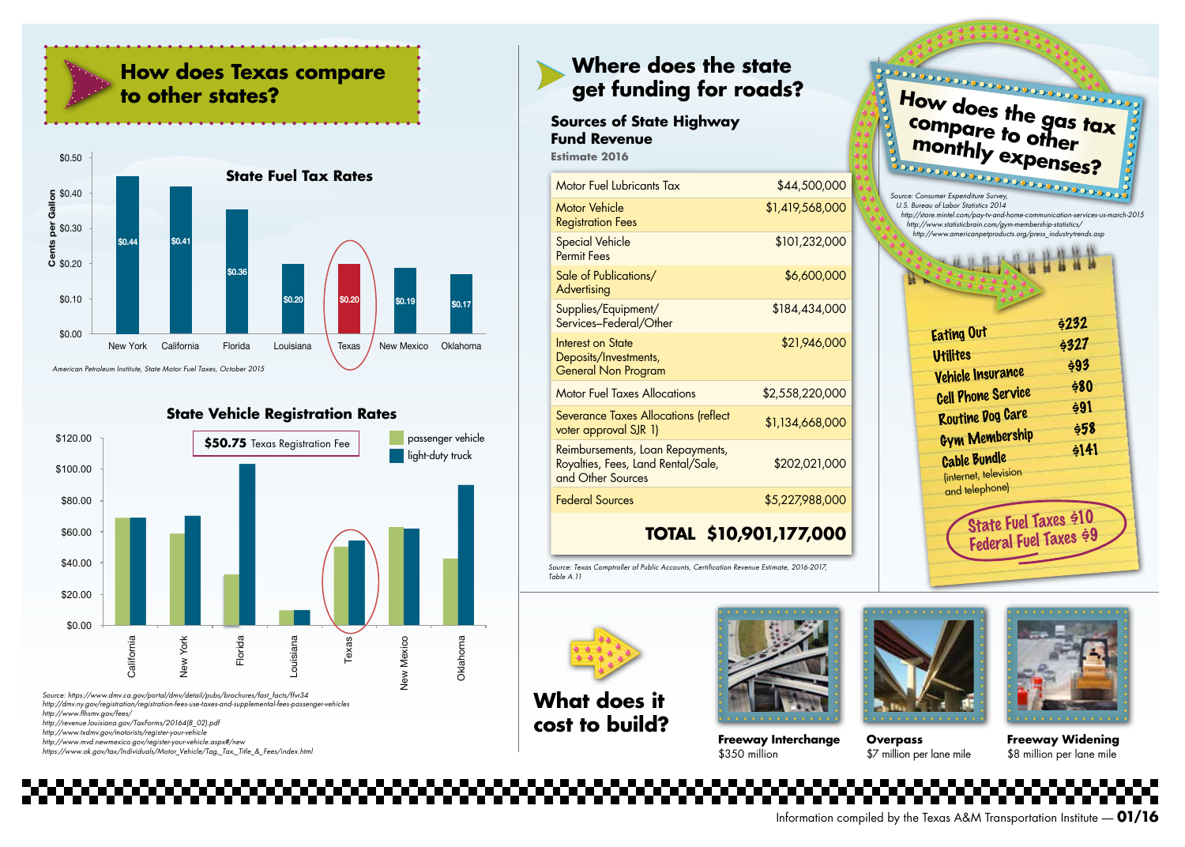## How does Texas compare to other states?

**State Fuel Tax Rates**

Cents per Gallon

$0.50
$0.40
$0.30
$0.20
$0.10
$0.00

New York $0.44
California $0.41
Florida $0.36
Louisiana $0.20
Texas $0.20
New Mexico $0.19
Oklahoma $0.17

*American Petroleum Institute, State Motor Fuel Taxes, October 2015*

**State Vehicle Registration Rates**

**$50.75** Texas Registration Fee

passenger vehicle
light-duty truck

$120.00
$100.00
$80.00
$60.00
$40.00
$20.00
$0.00

California
New York
Florida
Louisiana
Texas
New Mexico
Oklahoma

*Source: https://www.dmv.ca.gov/portal/dmv/detail/pubs/brochures/fast_facts/ffvr34*
*http://dmv.ny.gov/registration/registration-fees-use-taxes-and-supplemental-fees-passenger-vehicles*
*http://www.flhsmv.gov/fees/*
*http://revenue.louisiana.gov/TaxForms/20164(8_02).pdf*
*http://www.txdmv.gov/motorists/register-your-vehicle*
*http://www.mvd.newmexico.gov/register-your-vehicle.aspx#/new*
*https://www.ok.gov/tax/Individuals/Motor_Vehicle/Tag,_Tax,_Title_&_Fees/index.html*

## Where does the state get funding for roads?

### Sources of State Highway Fund Revenue

**Estimate 2016**

| | |
|---|---|
| Motor Fuel Lubricants Tax | $44,500,000 |
| Motor Vehicle Registration Fees | $1,419,568,000 |
| Special Vehicle Permit Fees | $101,232,000 |
| Sale of Publications/ Advertising | $6,600,000 |
| Supplies/Equipment/ Services–Federal/Other | $184,434,000 |
| Interest on State Deposits/Investments, General Non Program | $21,946,000 |
| Motor Fuel Taxes Allocations | $2,558,220,000 |
| Severance Taxes Allocations (reflect voter approval SJR 1) | $1,134,668,000 |
| Reimbursements, Loan Repayments, Royalties, Fees, Land Rental/Sale, and Other Sources | $202,021,000 |
| Federal Sources | $5,227,988,000 |
| **TOTAL** | **$10,901,177,000** |

*Source: Texas Comptroller of Public Accounts, Certification Revenue Estimate, 2016-2017, Table A.11*

## How does the gas tax compare to other monthly expenses?

*Source: Consumer Expenditure Survey, U.S. Bureau of Labor Statistics 2014*
*http://store.mintel.com/pay-tv-and-home-communication-services-us-march-2015*
*http://www.statisticbrain.com/gym-membership-statistics/*
*http://www.americanpetproducts.org/press_industrytrends.asp*

| | |
|---|---|
| Eating Out | $232 |
| Utilites | $327 |
| Vehicle Insurance | $93 |
| Cell Phone Service | $80 |
| Routine Dog Care | $91 |
| Gym Membership | $58 |
| Cable Bundle (internet, television and telephone) | $141 |

State Fuel Taxes $10
Federal Fuel Taxes $9

## What does it cost to build?

**Freeway Interchange**
$350 million

**Overpass**
$7 million per lane mile

**Freeway Widening**
$8 million per lane mile

Information compiled by the Texas A&M Transportation Institute — **01/16**